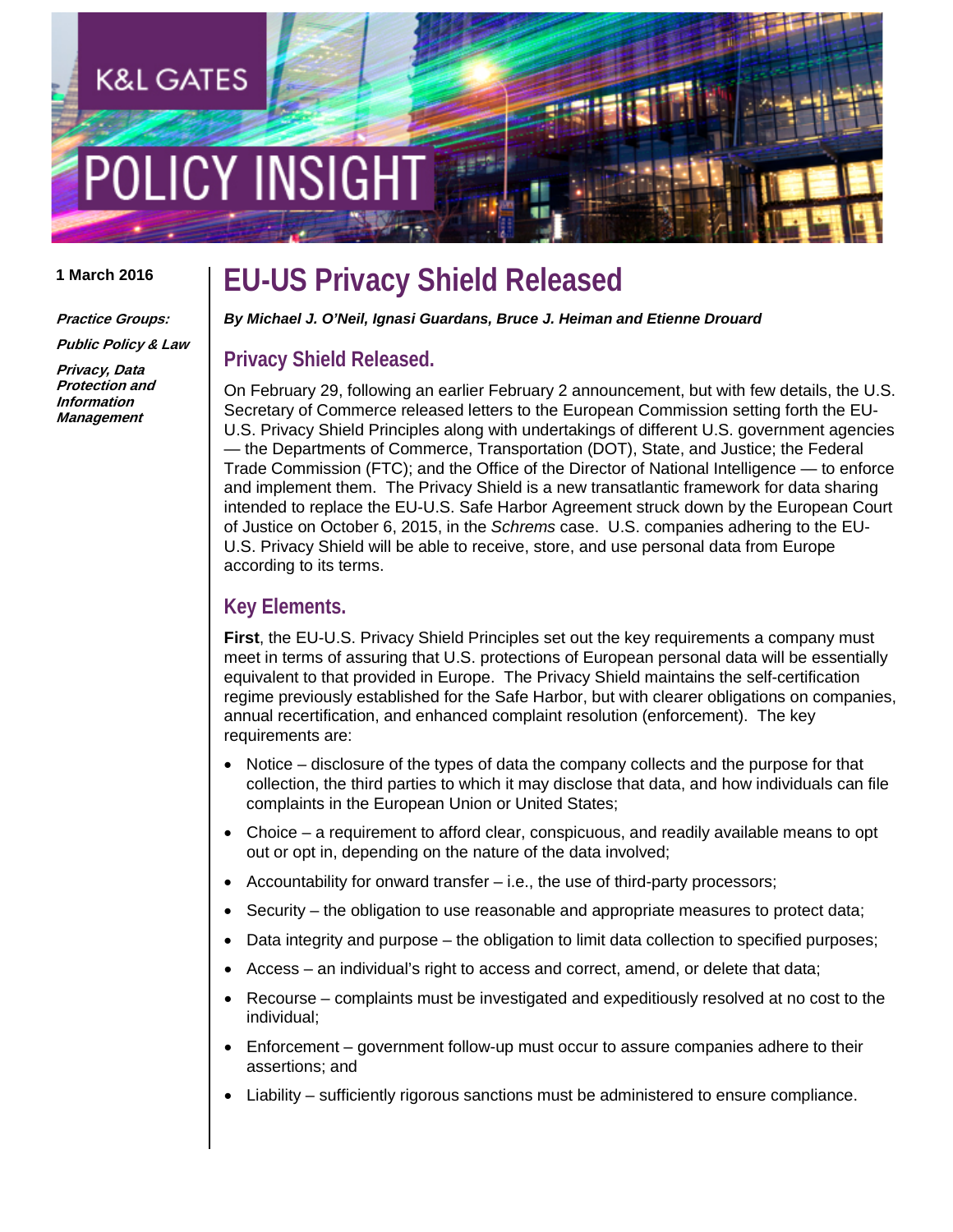K&L GATES

POLICY INSIGHT

1 March 2016

***Practice Groups:***

***Public Policy & Law***

***Privacy, Data Protection and Information Management***

# EU-US Privacy Shield Released

***By Michael J. O'Neil, Ignasi Guardans, Bruce J. Heiman and Etienne Drouard***

## Privacy Shield Released.

On February 29, following an earlier February 2 announcement, but with few details, the U.S. Secretary of Commerce released letters to the European Commission setting forth the EU-U.S. Privacy Shield Principles along with undertakings of different U.S. government agencies — the Departments of Commerce, Transportation (DOT), State, and Justice; the Federal Trade Commission (FTC); and the Office of the Director of National Intelligence — to enforce and implement them. The Privacy Shield is a new transatlantic framework for data sharing intended to replace the EU-U.S. Safe Harbor Agreement struck down by the European Court of Justice on October 6, 2015, in the *Schrems* case. U.S. companies adhering to the EU-U.S. Privacy Shield will be able to receive, store, and use personal data from Europe according to its terms.

## Key Elements.

**First**, the EU-U.S. Privacy Shield Principles set out the key requirements a company must meet in terms of assuring that U.S. protections of European personal data will be essentially equivalent to that provided in Europe. The Privacy Shield maintains the self-certification regime previously established for the Safe Harbor, but with clearer obligations on companies, annual recertification, and enhanced complaint resolution (enforcement). The key requirements are:

- Notice – disclosure of the types of data the company collects and the purpose for that collection, the third parties to which it may disclose that data, and how individuals can file complaints in the European Union or United States;
- Choice – a requirement to afford clear, conspicuous, and readily available means to opt out or opt in, depending on the nature of the data involved;
- Accountability for onward transfer – i.e., the use of third-party processors;
- Security – the obligation to use reasonable and appropriate measures to protect data;
- Data integrity and purpose – the obligation to limit data collection to specified purposes;
- Access – an individual's right to access and correct, amend, or delete that data;
- Recourse – complaints must be investigated and expeditiously resolved at no cost to the individual;
- Enforcement – government follow-up must occur to assure companies adhere to their assertions; and
- Liability – sufficiently rigorous sanctions must be administered to ensure compliance.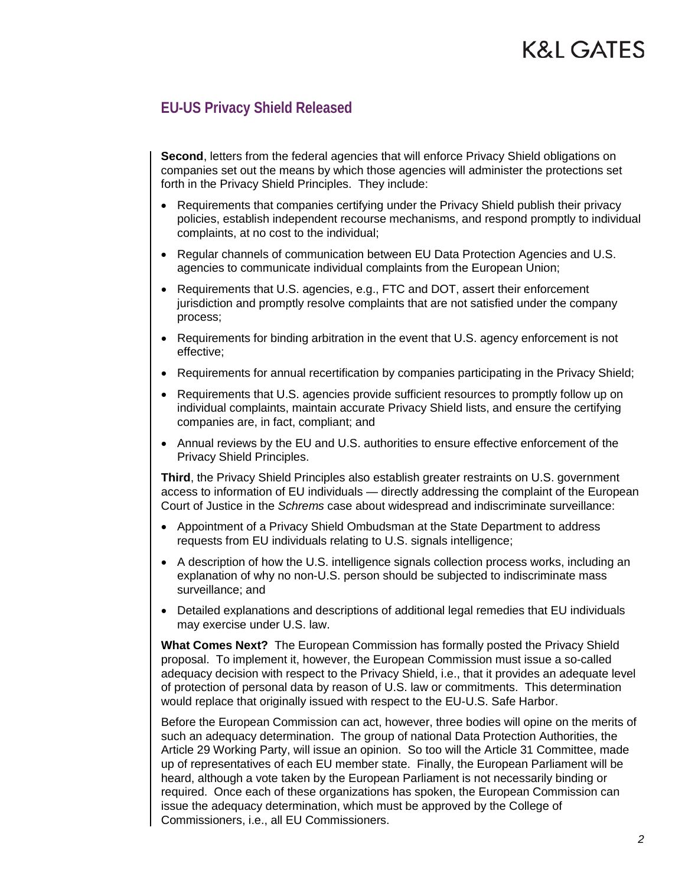**Second**, letters from the federal agencies that will enforce Privacy Shield obligations on companies set out the means by which those agencies will administer the protections set forth in the Privacy Shield Principles. They include:

- Requirements that companies certifying under the Privacy Shield publish their privacy policies, establish independent recourse mechanisms, and respond promptly to individual complaints, at no cost to the individual;
- Regular channels of communication between EU Data Protection Agencies and U.S. agencies to communicate individual complaints from the European Union;
- Requirements that U.S. agencies, e.g., FTC and DOT, assert their enforcement jurisdiction and promptly resolve complaints that are not satisfied under the company process;
- Requirements for binding arbitration in the event that U.S. agency enforcement is not effective;
- Requirements for annual recertification by companies participating in the Privacy Shield;
- Requirements that U.S. agencies provide sufficient resources to promptly follow up on individual complaints, maintain accurate Privacy Shield lists, and ensure the certifying companies are, in fact, compliant; and
- Annual reviews by the EU and U.S. authorities to ensure effective enforcement of the Privacy Shield Principles.

**Third**, the Privacy Shield Principles also establish greater restraints on U.S. government access to information of EU individuals — directly addressing the complaint of the European Court of Justice in the *Schrems* case about widespread and indiscriminate surveillance:

- Appointment of a Privacy Shield Ombudsman at the State Department to address requests from EU individuals relating to U.S. signals intelligence;
- A description of how the U.S. intelligence signals collection process works, including an explanation of why no non-U.S. person should be subjected to indiscriminate mass surveillance; and
- Detailed explanations and descriptions of additional legal remedies that EU individuals may exercise under U.S. law.

**What Comes Next?** The European Commission has formally posted the Privacy Shield proposal. To implement it, however, the European Commission must issue a so-called adequacy decision with respect to the Privacy Shield, i.e., that it provides an adequate level of protection of personal data by reason of U.S. law or commitments. This determination would replace that originally issued with respect to the EU-U.S. Safe Harbor.

Before the European Commission can act, however, three bodies will opine on the merits of such an adequacy determination. The group of national Data Protection Authorities, the Article 29 Working Party, will issue an opinion. So too will the Article 31 Committee, made up of representatives of each EU member state. Finally, the European Parliament will be heard, although a vote taken by the European Parliament is not necessarily binding or required. Once each of these organizations has spoken, the European Commission can issue the adequacy determination, which must be approved by the College of Commissioners, i.e., all EU Commissioners.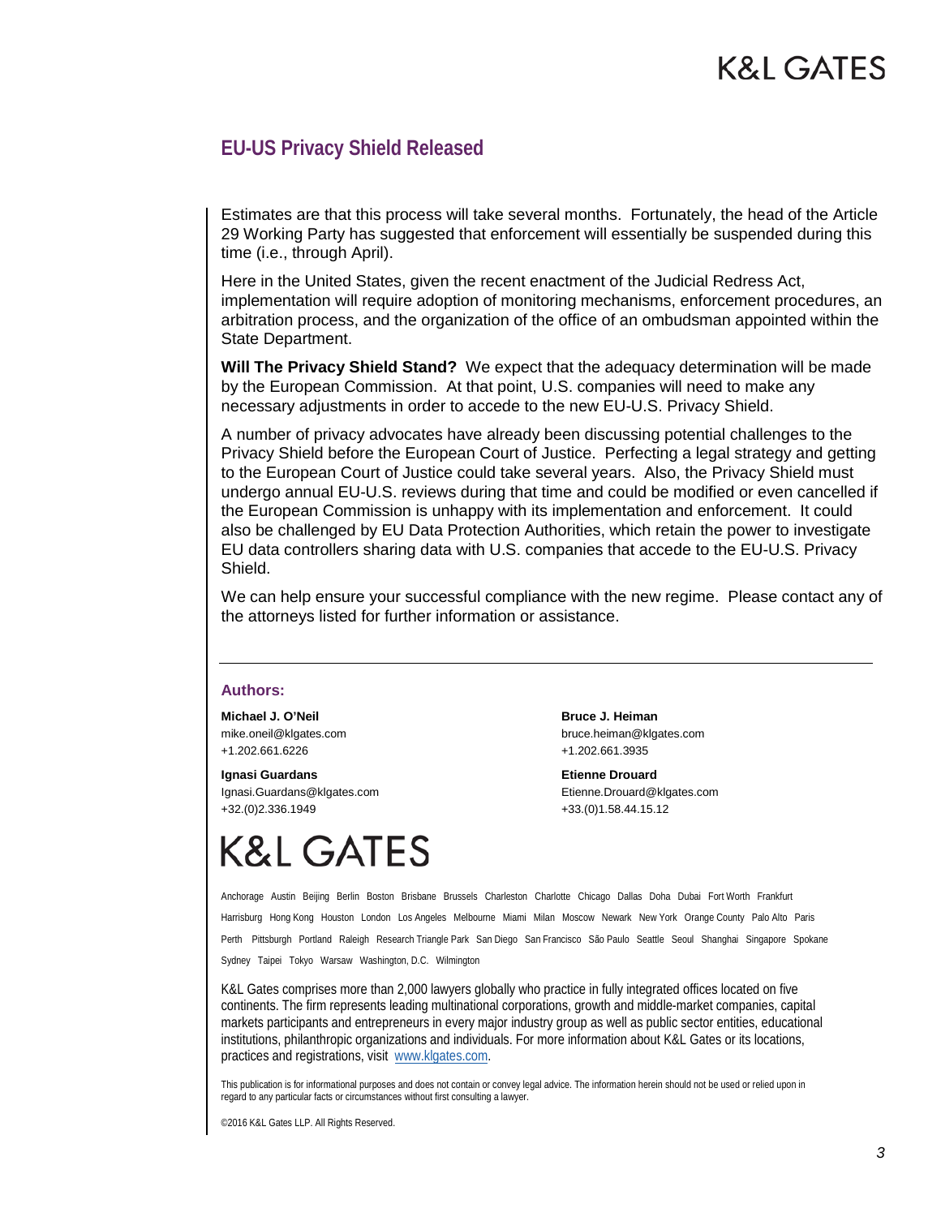Estimates are that this process will take several months. Fortunately, the head of the Article 29 Working Party has suggested that enforcement will essentially be suspended during this time (i.e., through April).

Here in the United States, given the recent enactment of the Judicial Redress Act, implementation will require adoption of monitoring mechanisms, enforcement procedures, an arbitration process, and the organization of the office of an ombudsman appointed within the State Department.

**Will The Privacy Shield Stand?** We expect that the adequacy determination will be made by the European Commission. At that point, U.S. companies will need to make any necessary adjustments in order to accede to the new EU-U.S. Privacy Shield.

A number of privacy advocates have already been discussing potential challenges to the Privacy Shield before the European Court of Justice. Perfecting a legal strategy and getting to the European Court of Justice could take several years. Also, the Privacy Shield must undergo annual EU-U.S. reviews during that time and could be modified or even cancelled if the European Commission is unhappy with its implementation and enforcement. It could also be challenged by EU Data Protection Authorities, which retain the power to investigate EU data controllers sharing data with U.S. companies that accede to the EU-U.S. Privacy Shield.

We can help ensure your successful compliance with the new regime. Please contact any of the attorneys listed for further information or assistance.

---

**Authors:**

**Michael J. O'Neil**
mike.oneil@klgates.com
+1.202.661.6226

**Ignasi Guardans**
Ignasi.Guardans@klgates.com
+32.(0)2.336.1949

**Bruce J. Heiman**
bruce.heiman@klgates.com
+1.202.661.3935

**Etienne Drouard**
Etienne.Drouard@klgates.com
+33.(0)1.58.44.15.12

K&L GATES

Anchorage Austin Beijing Berlin Boston Brisbane Brussels Charleston Charlotte Chicago Dallas Doha Dubai Fort Worth Frankfurt Harrisburg Hong Kong Houston London Los Angeles Melbourne Miami Milan Moscow Newark New York Orange County Palo Alto Paris Perth Pittsburgh Portland Raleigh Research Triangle Park San Diego San Francisco São Paulo Seattle Seoul Shanghai Singapore Spokane Sydney Taipei Tokyo Warsaw Washington, D.C. Wilmington

K&L Gates comprises more than 2,000 lawyers globally who practice in fully integrated offices located on five continents. The firm represents leading multinational corporations, growth and middle-market companies, capital markets participants and entrepreneurs in every major industry group as well as public sector entities, educational institutions, philanthropic organizations and individuals. For more information about K&L Gates or its locations, practices and registrations, visit www.klgates.com.

This publication is for informational purposes and does not contain or convey legal advice. The information herein should not be used or relied upon in regard to any particular facts or circumstances without first consulting a lawyer.

©2016 K&L Gates LLP. All Rights Reserved.